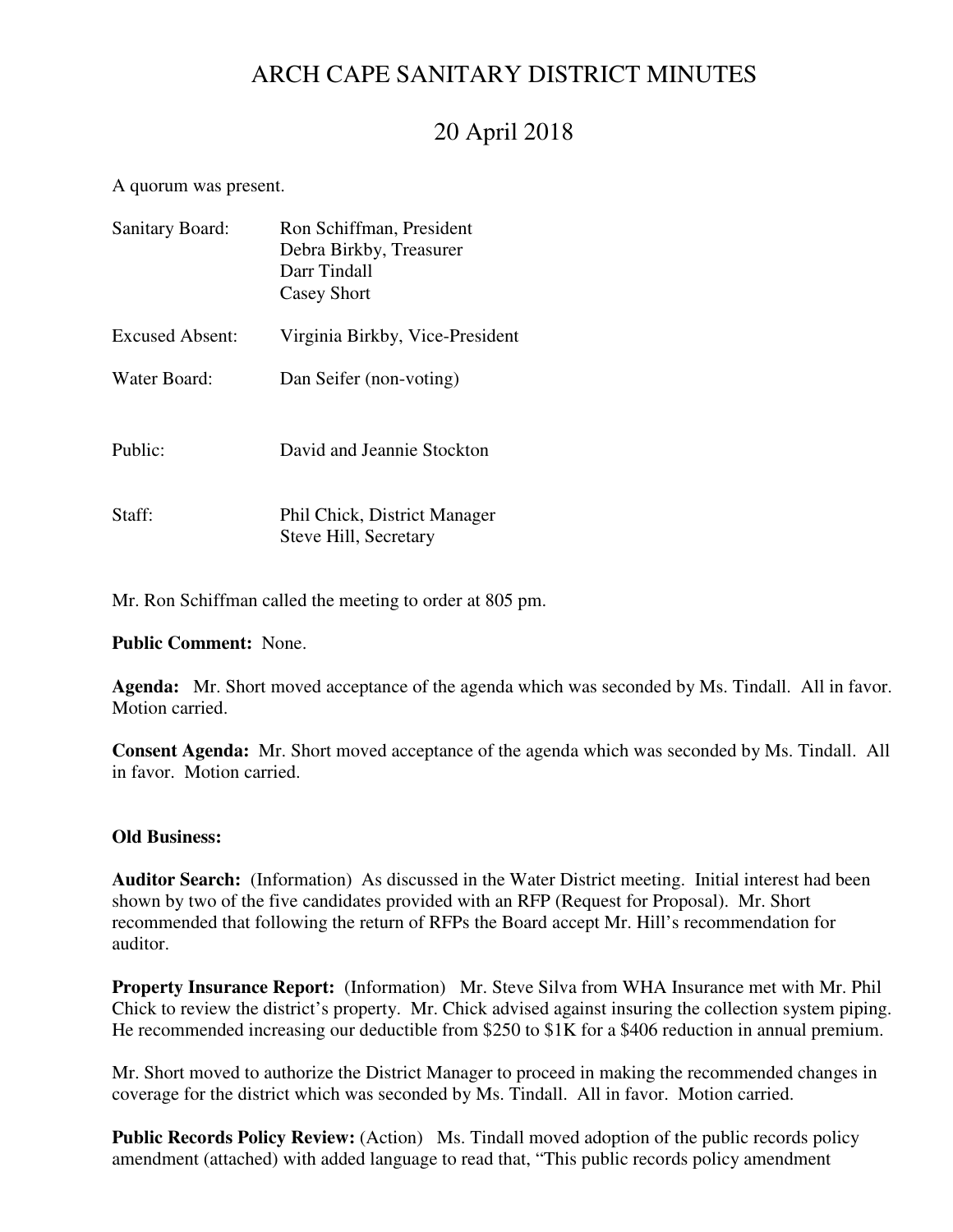# ARCH CAPE SANITARY DISTRICT MINUTES

## 20 April 2018

A quorum was present.

| | |
|---|---|
| Sanitary Board: | Ron Schiffman, President<br>Debra Birkby, Treasurer<br>Darr Tindall<br>Casey Short |
| Excused Absent: | Virginia Birkby, Vice-President |
| Water Board: | Dan Seifer (non-voting) |
| Public: | David and Jeannie Stockton |
| Staff: | Phil Chick, District Manager<br>Steve Hill, Secretary |

Mr. Ron Schiffman called the meeting to order at 805 pm.

**Public Comment:** None.

**Agenda:** Mr. Short moved acceptance of the agenda which was seconded by Ms. Tindall. All in favor. Motion carried.

**Consent Agenda:** Mr. Short moved acceptance of the agenda which was seconded by Ms. Tindall. All in favor. Motion carried.

**Old Business:**

**Auditor Search:** (Information) As discussed in the Water District meeting. Initial interest had been shown by two of the five candidates provided with an RFP (Request for Proposal). Mr. Short recommended that following the return of RFPs the Board accept Mr. Hill's recommendation for auditor.

**Property Insurance Report:** (Information) Mr. Steve Silva from WHA Insurance met with Mr. Phil Chick to review the district's property. Mr. Chick advised against insuring the collection system piping. He recommended increasing our deductible from $250 to $1K for a $406 reduction in annual premium.

Mr. Short moved to authorize the District Manager to proceed in making the recommended changes in coverage for the district which was seconded by Ms. Tindall. All in favor. Motion carried.

**Public Records Policy Review:** (Action) Ms. Tindall moved adoption of the public records policy amendment (attached) with added language to read that, "This public records policy amendment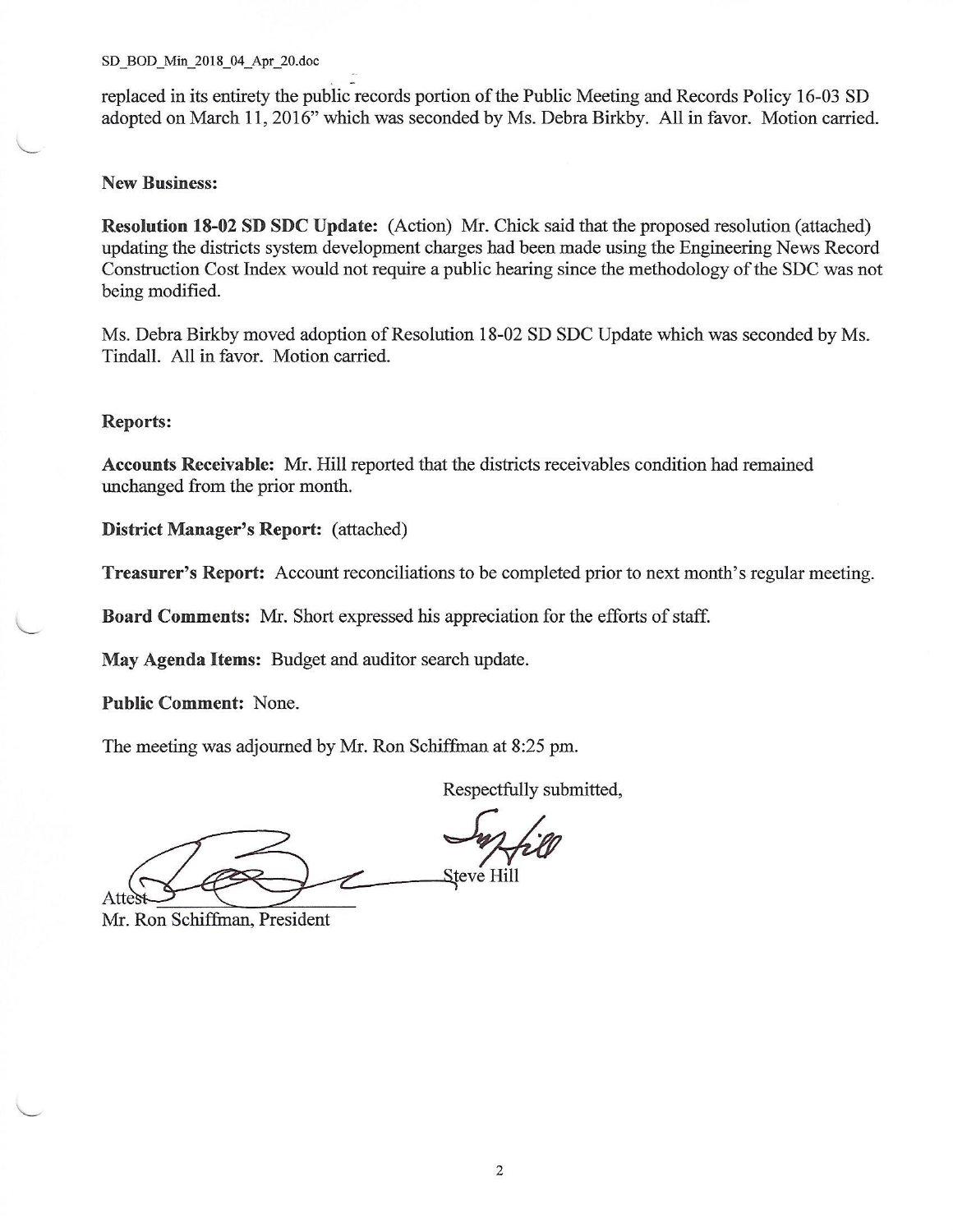replaced in its entirety the public records portion of the Public Meeting and Records Policy 16-03 SD adopted on March 11, 2016" which was seconded by Ms. Debra Birkby. All in favor. Motion carried.

**New Business:**

**Resolution 18-02 SD SDC Update:** (Action) Mr. Chick said that the proposed resolution (attached) updating the districts system development charges had been made using the Engineering News Record Construction Cost Index would not require a public hearing since the methodology of the SDC was not being modified.

Ms. Debra Birkby moved adoption of Resolution 18-02 SD SDC Update which was seconded by Ms. Tindall. All in favor. Motion carried.

**Reports:**

**Accounts Receivable:** Mr. Hill reported that the districts receivables condition had remained unchanged from the prior month.

**District Manager's Report:** (attached)

**Treasurer's Report:** Account reconciliations to be completed prior to next month's regular meeting.

**Board Comments:** Mr. Short expressed his appreciation for the efforts of staff.

**May Agenda Items:** Budget and auditor search update.

**Public Comment:** None.

The meeting was adjourned by Mr. Ron Schiffman at 8:25 pm.

Respectfully submitted,

Steve Hill

Attest

Mr. Ron Schiffman, President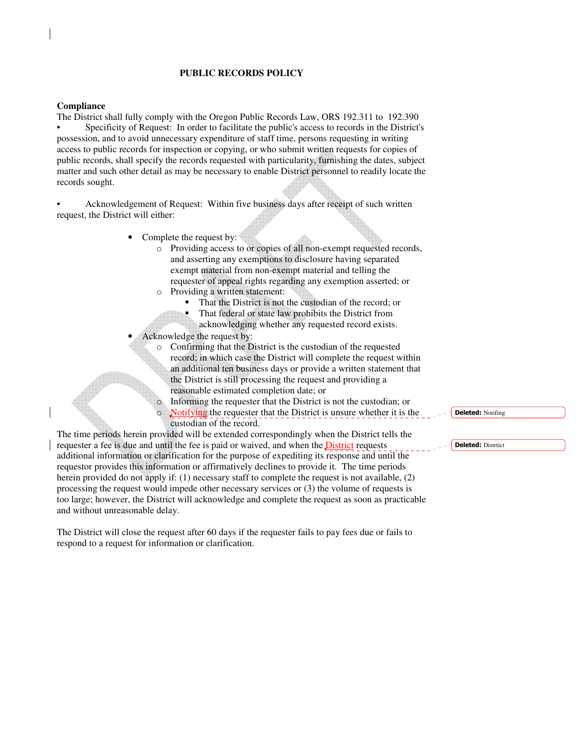# PUBLIC RECORDS POLICY

**Compliance**

The District shall fully comply with the Oregon Public Records Law, ORS 192.311 to 192.390

- Specificity of Request: In order to facilitate the public's access to records in the District's possession, and to avoid unnecessary expenditure of staff time, persons requesting in writing access to public records for inspection or copying, or who submit written requests for copies of public records, shall specify the records requested with particularity, furnishing the dates, subject matter and such other detail as may be necessary to enable District personnel to readily locate the records sought.

- Acknowledgement of Request: Within five business days after receipt of such written request, the District will either:

  - Complete the request by:
    - Providing access to or copies of all non-exempt requested records, and asserting any exemptions to disclosure having separated exempt material from non-exempt material and telling the requester of appeal rights regarding any exemption asserted; or
    - Providing a written statement:
      - That the District is not the custodian of the record; or
      - That federal or state law prohibits the District from acknowledging whether any requested record exists.
  - Acknowledge the request by:
    - Confirming that the District is the custodian of the requested record; in which case the District will complete the request within an additional ten business days or provide a written statement that the District is still processing the request and providing a reasonable estimated completion date; or
    - Informing the requester that the District is not the custodian; or
    - Notifying the requester that the District is unsure whether it is the custodian of the record.

The time periods herein provided will be extended correspondingly when the District tells the requester a fee is due and until the fee is paid or waived, and when the District requests additional information or clarification for the purpose of expediting its response and until the requestor provides this information or affirmatively declines to provide it. The time periods herein provided do not apply if: (1) necessary staff to complete the request is not available, (2) processing the request would impede other necessary services or (3) the volume of requests is too large; however, the District will acknowledge and complete the request as soon as practicable and without unreasonable delay.

The District will close the request after 60 days if the requester fails to pay fees due or fails to respond to a request for information or clarification.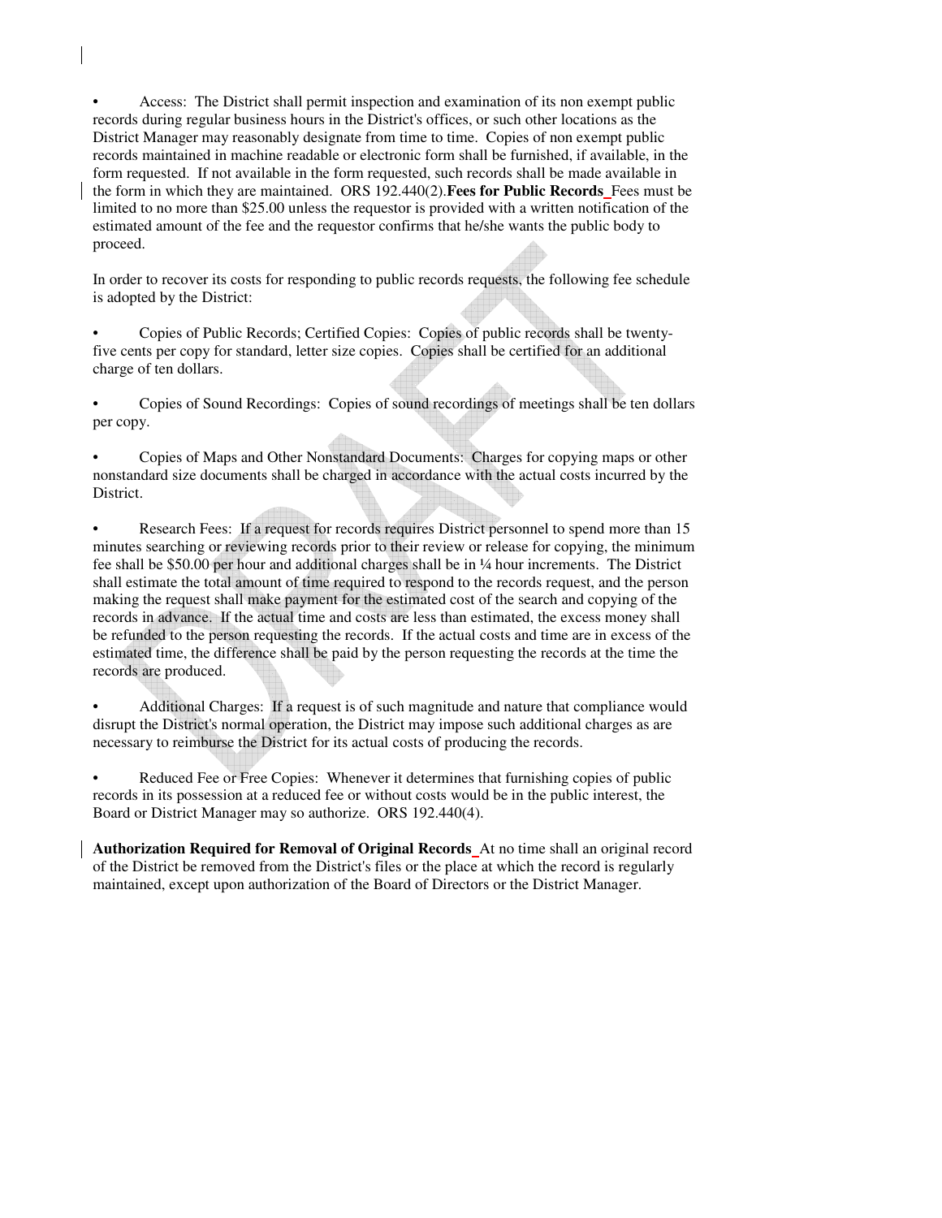- Access: The District shall permit inspection and examination of its non exempt public records during regular business hours in the District's offices, or such other locations as the District Manager may reasonably designate from time to time. Copies of non exempt public records maintained in machine readable or electronic form shall be furnished, if available, in the form requested. If not available in the form requested, such records shall be made available in the form in which they are maintained. ORS 192.440(2).**Fees for Public Records** Fees must be limited to no more than $25.00 unless the requestor is provided with a written notification of the estimated amount of the fee and the requestor confirms that he/she wants the public body to proceed.

In order to recover its costs for responding to public records requests, the following fee schedule is adopted by the District:

- Copies of Public Records; Certified Copies: Copies of public records shall be twenty-five cents per copy for standard, letter size copies. Copies shall be certified for an additional charge of ten dollars.

- Copies of Sound Recordings: Copies of sound recordings of meetings shall be ten dollars per copy.

- Copies of Maps and Other Nonstandard Documents: Charges for copying maps or other nonstandard size documents shall be charged in accordance with the actual costs incurred by the District.

- Research Fees: If a request for records requires District personnel to spend more than 15 minutes searching or reviewing records prior to their review or release for copying, the minimum fee shall be $50.00 per hour and additional charges shall be in ¼ hour increments. The District shall estimate the total amount of time required to respond to the records request, and the person making the request shall make payment for the estimated cost of the search and copying of the records in advance. If the actual time and costs are less than estimated, the excess money shall be refunded to the person requesting the records. If the actual costs and time are in excess of the estimated time, the difference shall be paid by the person requesting the records at the time the records are produced.

- Additional Charges: If a request is of such magnitude and nature that compliance would disrupt the District's normal operation, the District may impose such additional charges as are necessary to reimburse the District for its actual costs of producing the records.

- Reduced Fee or Free Copies: Whenever it determines that furnishing copies of public records in its possession at a reduced fee or without costs would be in the public interest, the Board or District Manager may so authorize. ORS 192.440(4).

**Authorization Required for Removal of Original Records** At no time shall an original record of the District be removed from the District's files or the place at which the record is regularly maintained, except upon authorization of the Board of Directors or the District Manager.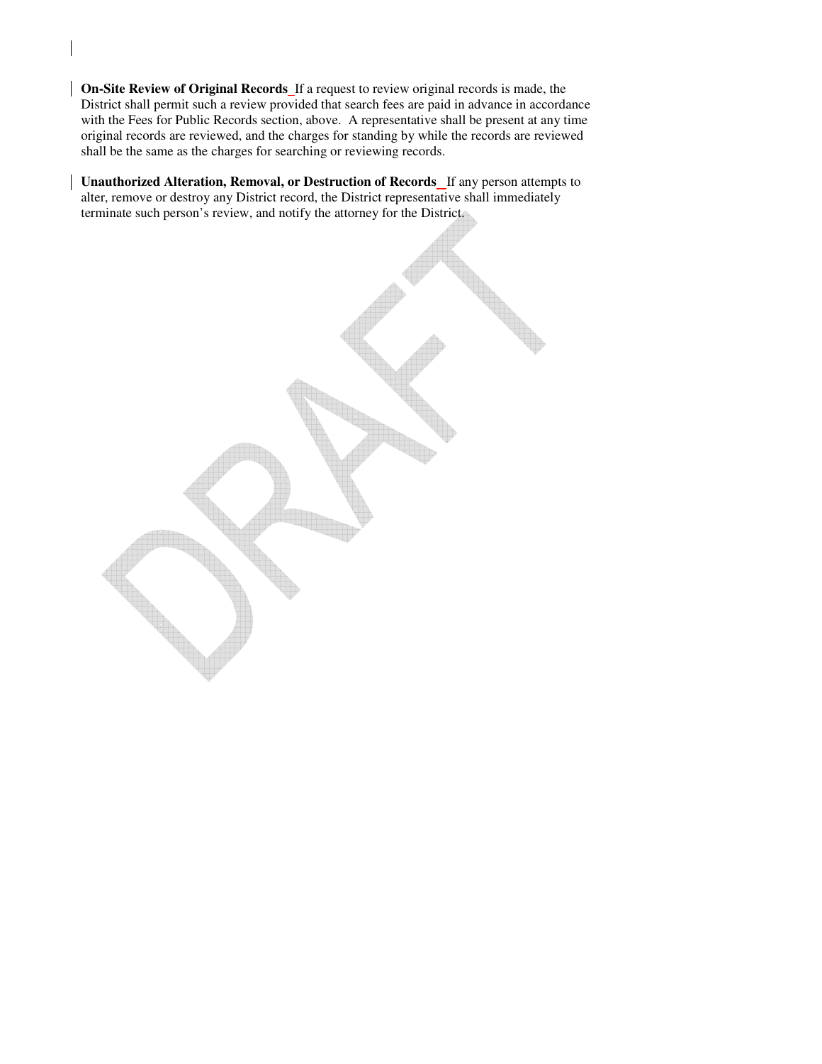**On-Site Review of Original Records** If a request to review original records is made, the District shall permit such a review provided that search fees are paid in advance in accordance with the Fees for Public Records section, above. A representative shall be present at any time original records are reviewed, and the charges for standing by while the records are reviewed shall be the same as the charges for searching or reviewing records.

**Unauthorized Alteration, Removal, or Destruction of Records** If any person attempts to alter, remove or destroy any District record, the District representative shall immediately terminate such person's review, and notify the attorney for the District.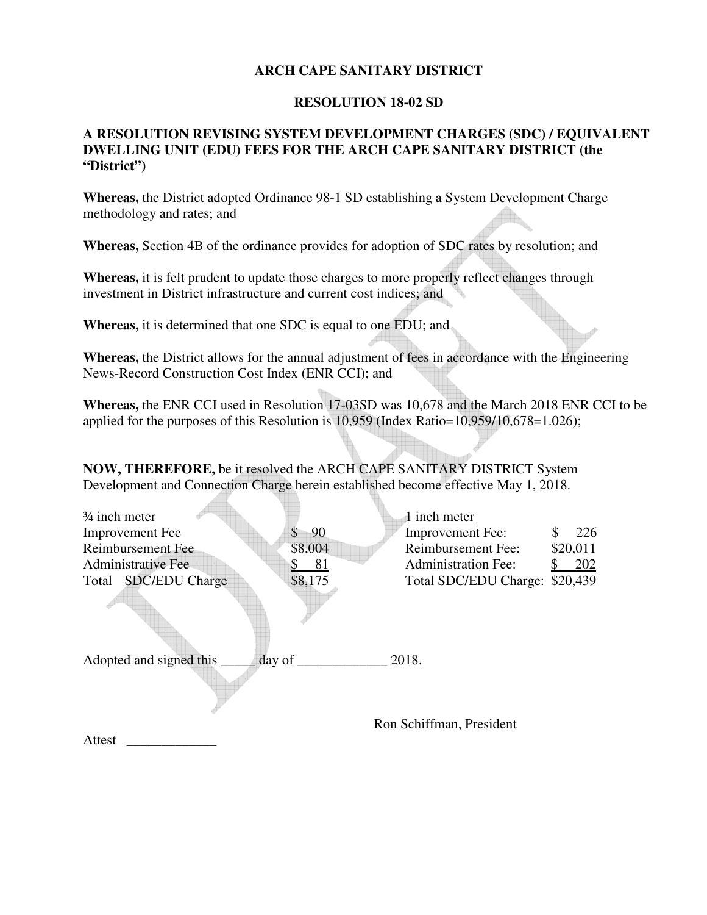# ARCH CAPE SANITARY DISTRICT

## RESOLUTION 18-02 SD

### A RESOLUTION REVISING SYSTEM DEVELOPMENT CHARGES (SDC) / EQUIVALENT DWELLING UNIT (EDU) FEES FOR THE ARCH CAPE SANITARY DISTRICT (the "District")

**Whereas,** the District adopted Ordinance 98-1 SD establishing a System Development Charge methodology and rates; and

**Whereas,** Section 4B of the ordinance provides for adoption of SDC rates by resolution; and

**Whereas,** it is felt prudent to update those charges to more properly reflect changes through investment in District infrastructure and current cost indices; and

**Whereas,** it is determined that one SDC is equal to one EDU; and

**Whereas,** the District allows for the annual adjustment of fees in accordance with the Engineering News-Record Construction Cost Index (ENR CCI); and

**Whereas,** the ENR CCI used in Resolution 17-03SD was 10,678 and the March 2018 ENR CCI to be applied for the purposes of this Resolution is 10,959 (Index Ratio=10,959/10,678=1.026);

**NOW, THEREFORE,** be it resolved the ARCH CAPE SANITARY DISTRICT System Development and Connection Charge herein established become effective May 1, 2018.

| ¾ inch meter | | 1 inch meter | |
|---|---|---|---|
| Improvement Fee | $ 90 | Improvement Fee: | $ 226 |
| Reimbursement Fee | $8,004 | Reimbursement Fee: | $20,011 |
| Administrative Fee | $ 81 | Administration Fee: | $ 202 |
| Total SDC/EDU Charge | $8,175 | Total SDC/EDU Charge: | $20,439 |

Adopted and signed this _____ day of _____________ 2018.

Ron Schiffman, President

Attest _____________

DRAFT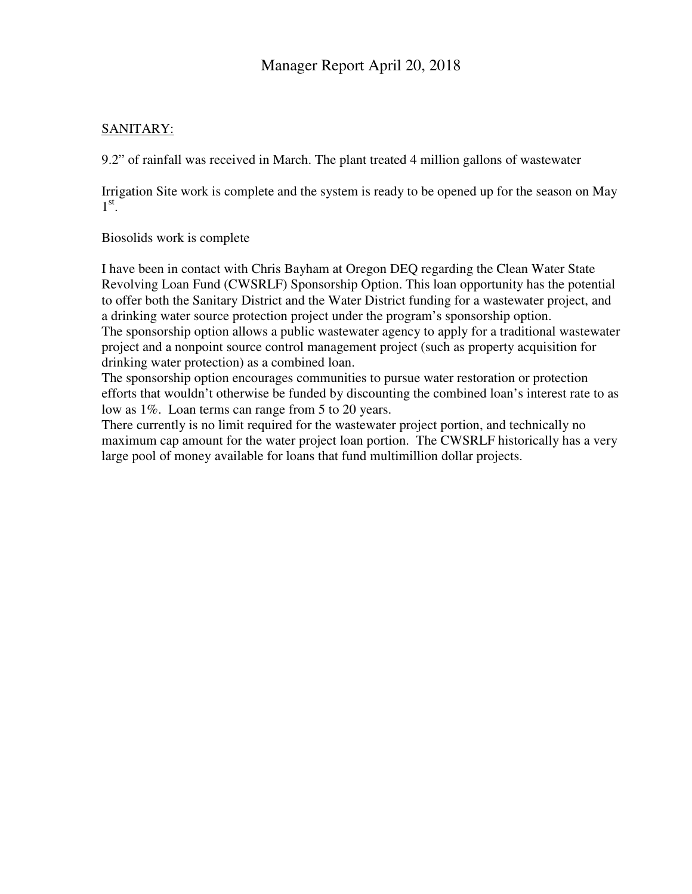# Manager Report April 20, 2018

<u>SANITARY:</u>

9.2" of rainfall was received in March. The plant treated 4 million gallons of wastewater

Irrigation Site work is complete and the system is ready to be opened up for the season on May 1st.

Biosolids work is complete

I have been in contact with Chris Bayham at Oregon DEQ regarding the Clean Water State Revolving Loan Fund (CWSRLF) Sponsorship Option. This loan opportunity has the potential to offer both the Sanitary District and the Water District funding for a wastewater project, and a drinking water source protection project under the program's sponsorship option.
The sponsorship option allows a public wastewater agency to apply for a traditional wastewater project and a nonpoint source control management project (such as property acquisition for drinking water protection) as a combined loan.
The sponsorship option encourages communities to pursue water restoration or protection efforts that wouldn't otherwise be funded by discounting the combined loan's interest rate to as low as 1%. Loan terms can range from 5 to 20 years.
There currently is no limit required for the wastewater project portion, and technically no maximum cap amount for the water project loan portion. The CWSRLF historically has a very large pool of money available for loans that fund multimillion dollar projects.